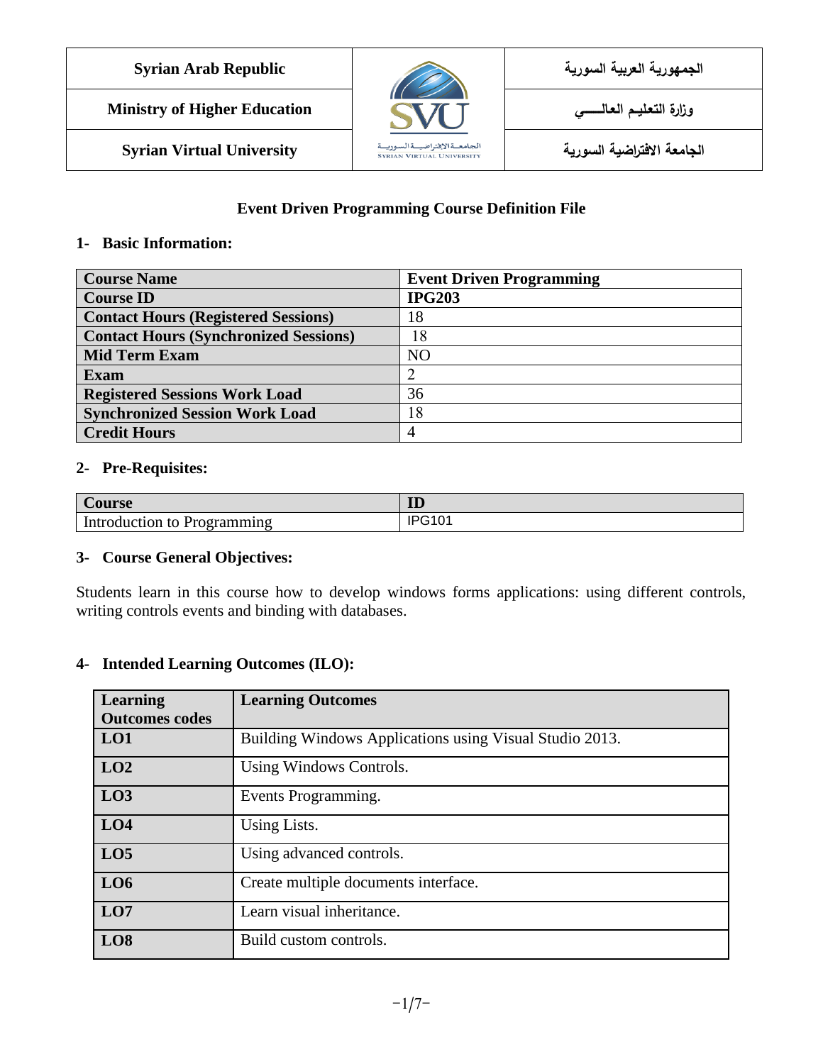| Syrian Arab Republic | | الجمهورية العربية السورية |
|---|---|---|
| Ministry of Higher Education | | وزارة التعليم العالـــــي |
| Syrian Virtual University | | الجامعة الافتراضية السورية |

## Event Driven Programming Course Definition File

### 1- Basic Information:

| **Course Name** | **Event Driven Programming** |
|---|---|
| **Course ID** | **IPG203** |
| **Contact Hours (Registered Sessions)** | 18 |
| **Contact Hours (Synchronized Sessions)** | 18 |
| **Mid Term Exam** | NO |
| **Exam** | 2 |
| **Registered Sessions Work Load** | 36 |
| **Synchronized Session Work Load** | 18 |
| **Credit Hours** | 4 |

### 2- Pre-Requisites:

| **Course** | **ID** |
|---|---|
| Introduction to Programming | IPG101 |

### 3- Course General Objectives:

Students learn in this course how to develop windows forms applications: using different controls, writing controls events and binding with databases.

### 4- Intended Learning Outcomes (ILO):

| **Learning Outcomes codes** | **Learning Outcomes** |
|---|---|
| **LO1** | Building Windows Applications using Visual Studio 2013. |
| **LO2** | Using Windows Controls. |
| **LO3** | Events Programming. |
| **LO4** | Using Lists. |
| **LO5** | Using advanced controls. |
| **LO6** | Create multiple documents interface. |
| **LO7** | Learn visual inheritance. |
| **LO8** | Build custom controls. |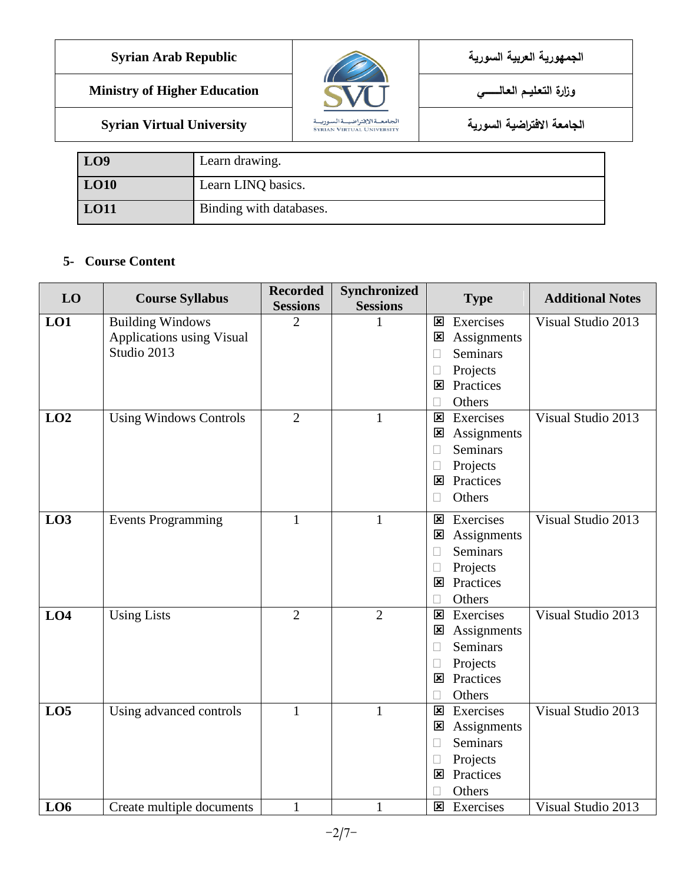| Syrian Arab Republic | | الجمهورية العربية السورية |
|---|---|---|
| Ministry of Higher Education | | وزارة التعليم العالـــــي |
| Syrian Virtual University | | الجامعة الافتراضية السورية |

| | |
|---|---|
| **LO9** | Learn drawing. |
| **LO10** | Learn LINQ basics. |
| **LO11** | Binding with databases. |

### 5- Course Content

| LO | Course Syllabus | Recorded Sessions | Synchronized Sessions | Type | Additional Notes |
|---|---|---|---|---|---|
| **LO1** | Building Windows Applications using Visual Studio 2013 | 2 | 1 | ☒ Exercises<br>☒ Assignments<br>☐ Seminars<br>☐ Projects<br>☒ Practices<br>☐ Others | Visual Studio 2013 |
| **LO2** | Using Windows Controls | 2 | 1 | ☒ Exercises<br>☒ Assignments<br>☐ Seminars<br>☐ Projects<br>☒ Practices<br>☐ Others | Visual Studio 2013 |
| **LO3** | Events Programming | 1 | 1 | ☒ Exercises<br>☒ Assignments<br>☐ Seminars<br>☐ Projects<br>☒ Practices<br>☐ Others | Visual Studio 2013 |
| **LO4** | Using Lists | 2 | 2 | ☒ Exercises<br>☒ Assignments<br>☐ Seminars<br>☐ Projects<br>☒ Practices<br>☐ Others | Visual Studio 2013 |
| **LO5** | Using advanced controls | 1 | 1 | ☒ Exercises<br>☒ Assignments<br>☐ Seminars<br>☐ Projects<br>☒ Practices<br>☐ Others | Visual Studio 2013 |
| **LO6** | Create multiple documents | 1 | 1 | ☒ Exercises | Visual Studio 2013 |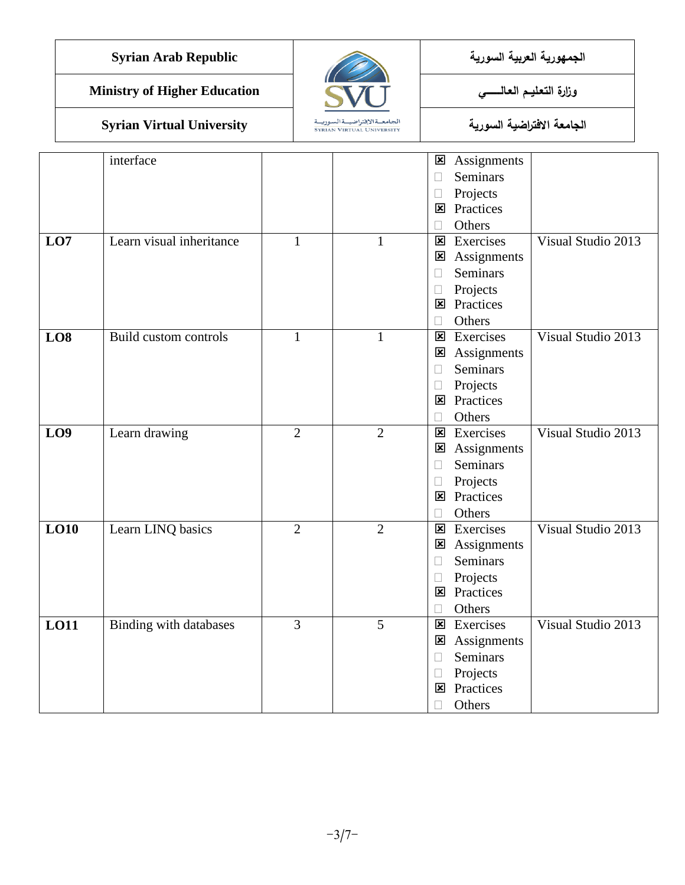| | | | | | |
|---|---|---|---|---|---|
| | interface | | | ☒ Assignments<br>☐ Seminars<br>☐ Projects<br>☒ Practices<br>☐ Others | |
| **LO7** | Learn visual inheritance | 1 | 1 | ☒ Exercises<br>☒ Assignments<br>☐ Seminars<br>☐ Projects<br>☒ Practices<br>☐ Others | Visual Studio 2013 |
| **LO8** | Build custom controls | 1 | 1 | ☒ Exercises<br>☒ Assignments<br>☐ Seminars<br>☐ Projects<br>☒ Practices<br>☐ Others | Visual Studio 2013 |
| **LO9** | Learn drawing | 2 | 2 | ☒ Exercises<br>☒ Assignments<br>☐ Seminars<br>☐ Projects<br>☒ Practices<br>☐ Others | Visual Studio 2013 |
| **LO10** | Learn LINQ basics | 2 | 2 | ☒ Exercises<br>☒ Assignments<br>☐ Seminars<br>☐ Projects<br>☒ Practices<br>☐ Others | Visual Studio 2013 |
| **LO11** | Binding with databases | 3 | 5 | ☒ Exercises<br>☒ Assignments<br>☐ Seminars<br>☐ Projects<br>☒ Practices<br>☐ Others | Visual Studio 2013 |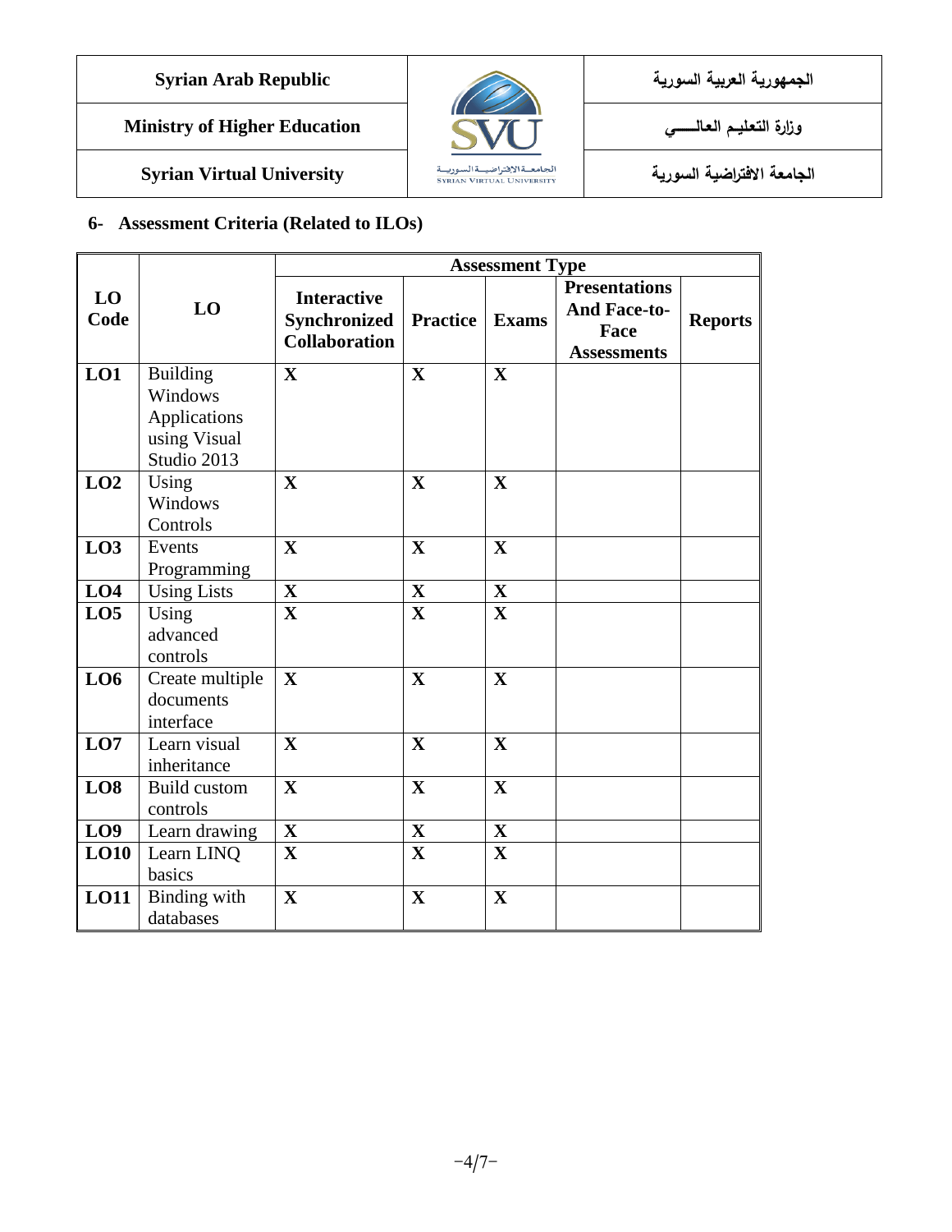| Syrian Arab Republic | | الجمهورية العربية السورية |
|---|---|---|
| Ministry of Higher Education | | وزارة التعليم العالـــــي |
| Syrian Virtual University | | الجامعة الافتراضية السورية |

## 6- Assessment Criteria (Related to ILOs)

| LO Code | LO | Assessment Type | | | | |
|---|---|---|---|---|---|---|
| | | Interactive Synchronized Collaboration | Practice | Exams | Presentations And Face-to-Face Assessments | Reports |
| LO1 | Building Windows Applications using Visual Studio 2013 | X | X | X | | |
| LO2 | Using Windows Controls | X | X | X | | |
| LO3 | Events Programming | X | X | X | | |
| LO4 | Using Lists | X | X | X | | |
| LO5 | Using advanced controls | X | X | X | | |
| LO6 | Create multiple documents interface | X | X | X | | |
| LO7 | Learn visual inheritance | X | X | X | | |
| LO8 | Build custom controls | X | X | X | | |
| LO9 | Learn drawing | X | X | X | | |
| LO10 | Learn LINQ basics | X | X | X | | |
| LO11 | Binding with databases | X | X | X | | |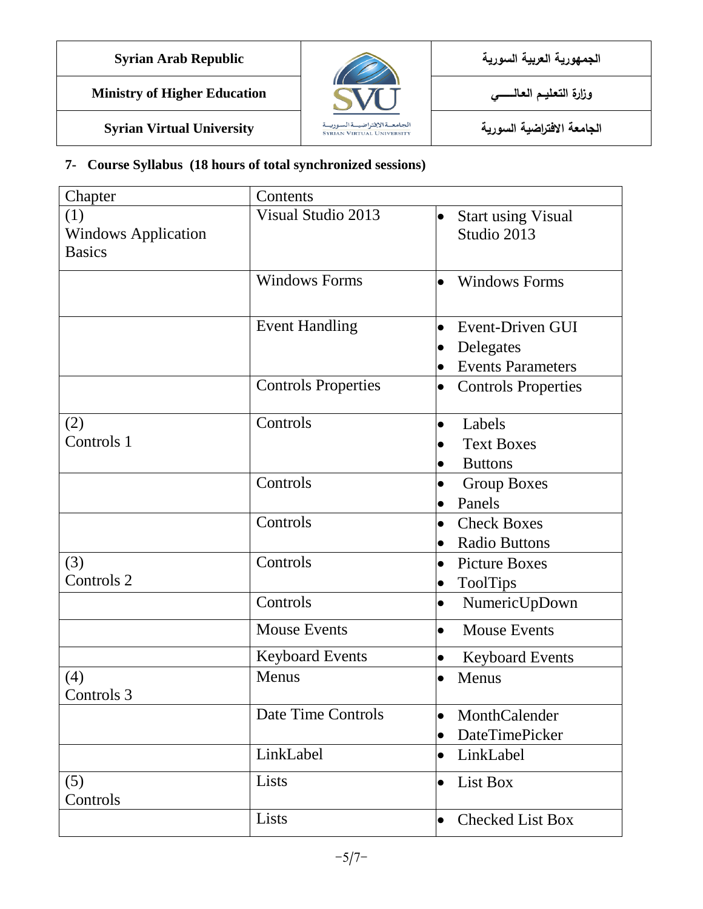| Syrian Arab Republic | | الجمهورية العربية السورية |
|---|---|---|
| Ministry of Higher Education | SVU | وزارة التعليم العالـــــي |
| Syrian Virtual University | الجامعة الافتراضية السورية SYRIAN VIRTUAL UNIVERSITY | الجامعة الافتراضية السورية |

**7- Course Syllabus (18 hours of total synchronized sessions)**

| Chapter | Contents | |
|---|---|---|
| (1) Windows Application Basics | Visual Studio 2013 | • Start using Visual Studio 2013 |
| | Windows Forms | • Windows Forms |
| | Event Handling | • Event-Driven GUI<br>• Delegates<br>• Events Parameters |
| | Controls Properties | • Controls Properties |
| (2) Controls 1 | Controls | • Labels<br>• Text Boxes<br>• Buttons |
| | Controls | • Group Boxes<br>• Panels |
| | Controls | • Check Boxes<br>• Radio Buttons |
| (3) Controls 2 | Controls | • Picture Boxes<br>• ToolTips |
| | Controls | • NumericUpDown |
| | Mouse Events | • Mouse Events |
| | Keyboard Events | • Keyboard Events |
| (4) Controls 3 | Menus | • Menus |
| | Date Time Controls | • MonthCalender<br>• DateTimePicker |
| | LinkLabel | • LinkLabel |
| (5) Controls | Lists | • List Box |
| | Lists | • Checked List Box |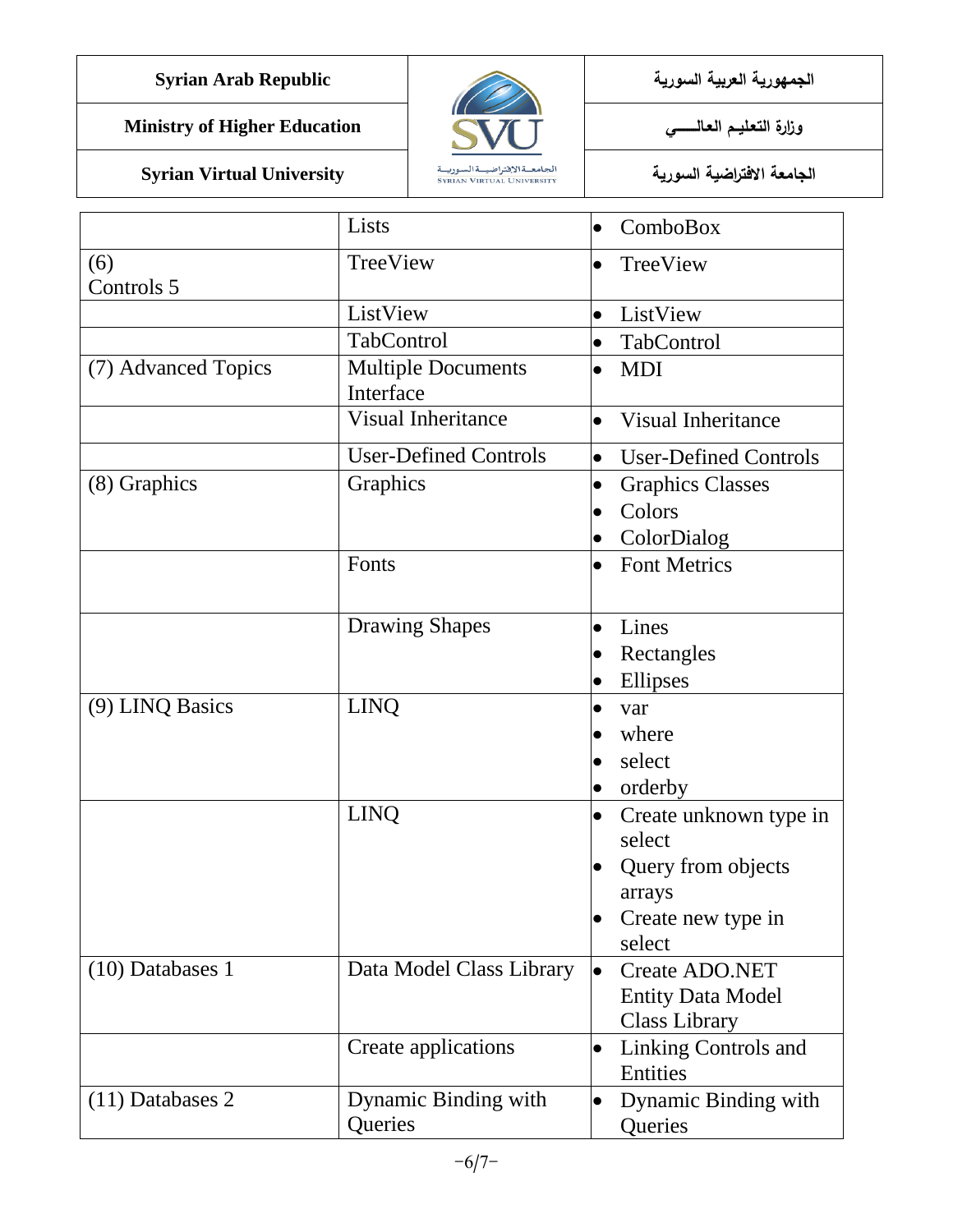| Syrian Arab Republic | | الجمهورية العربية السورية |
|---|---|---|
| Ministry of Higher Education | | وزارة التعليم العالـــــي |
| Syrian Virtual University | | الجامعة الافتراضية السورية |

| | | |
|---|---|---|
| | Lists | • ComboBox |
| (6) Controls 5 | TreeView | • TreeView |
| | ListView | • ListView |
| | TabControl | • TabControl |
| (7) Advanced Topics | Multiple Documents Interface | • MDI |
| | Visual Inheritance | • Visual Inheritance |
| | User-Defined Controls | • User-Defined Controls |
| (8) Graphics | Graphics | • Graphics Classes<br>• Colors<br>• ColorDialog |
| | Fonts | • Font Metrics |
| | Drawing Shapes | • Lines<br>• Rectangles<br>• Ellipses |
| (9) LINQ Basics | LINQ | • var<br>• where<br>• select<br>• orderby |
| | LINQ | • Create unknown type in select<br>• Query from objects arrays<br>• Create new type in select |
| (10) Databases 1 | Data Model Class Library | • Create ADO.NET Entity Data Model Class Library |
| | Create applications | • Linking Controls and Entities |
| (11) Databases 2 | Dynamic Binding with Queries | • Dynamic Binding with Queries |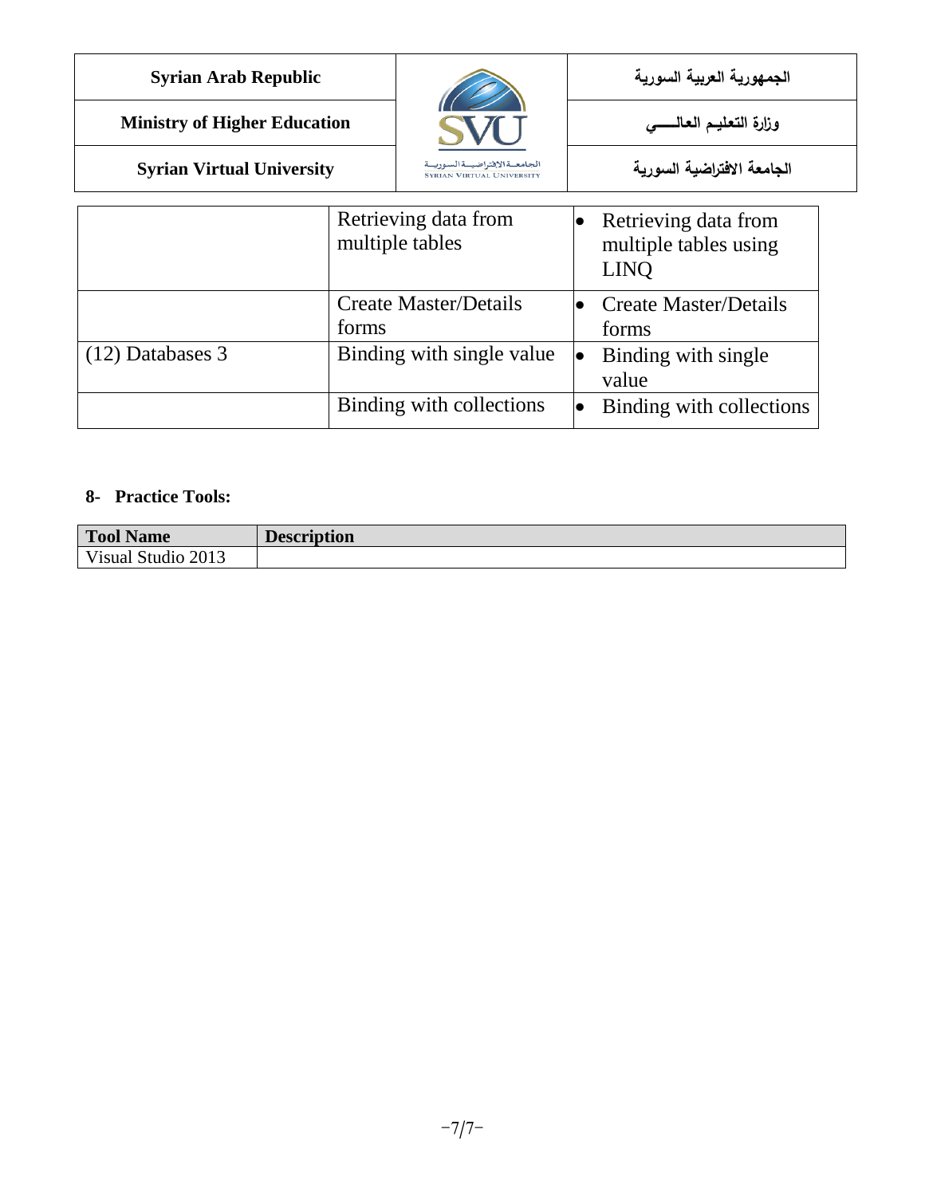| | | |
|---|---|---|
| | Retrieving data from multiple tables | • Retrieving data from multiple tables using LINQ |
| | Create Master/Details forms | • Create Master/Details forms |
| (12) Databases 3 | Binding with single value | • Binding with single value |
| | Binding with collections | • Binding with collections |

**8- Practice Tools:**

| Tool Name | Description |
|---|---|
| Visual Studio 2013 | |